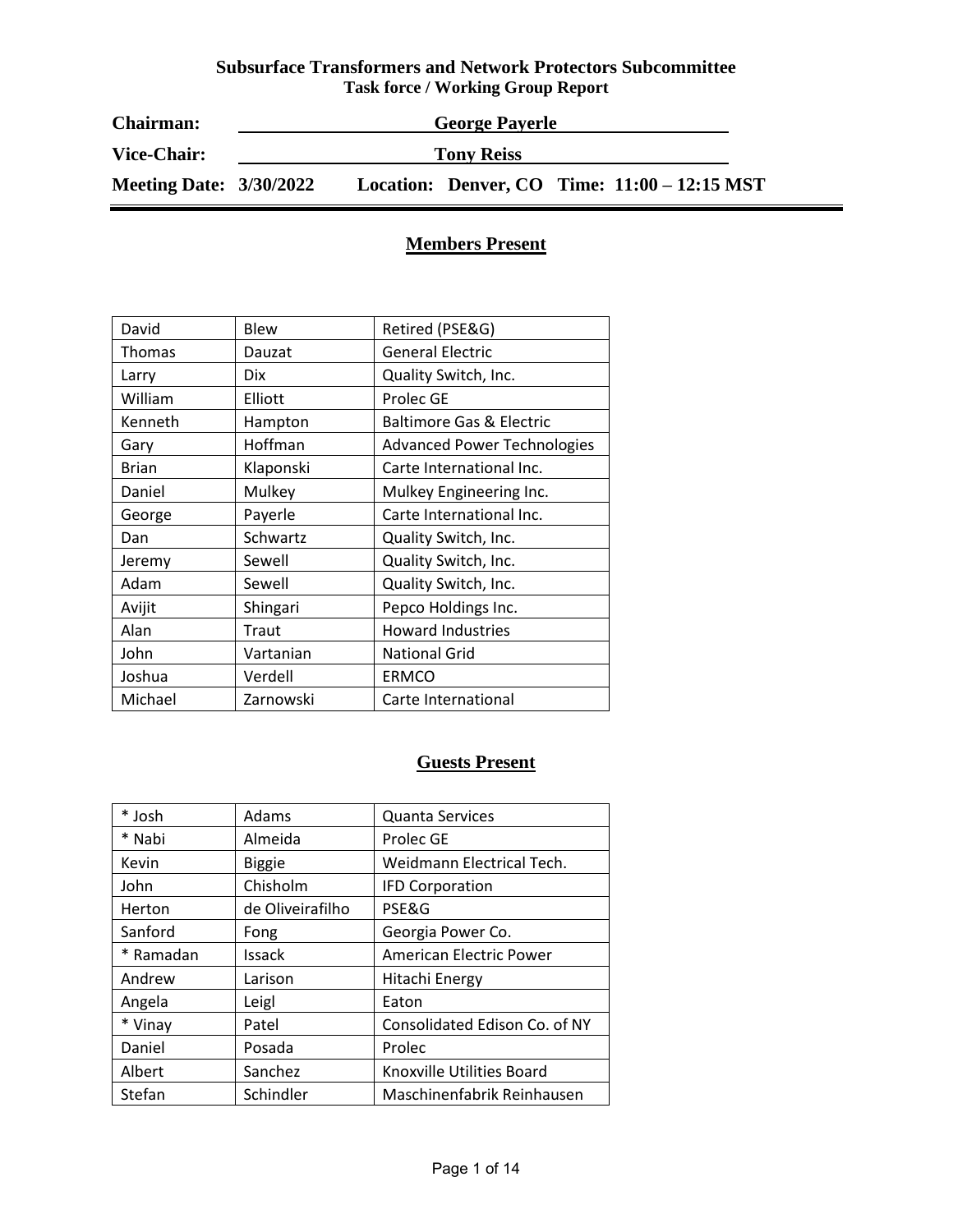# Subsurface Transformers and Network Protectors Subcommittee

## Task force / Working Group Report

**Chairman:** **George Payerle**

**Vice-Chair:** **Tony Reiss**

**Meeting Date: 3/30/2022** **Location: Denver, CO** **Time: 11:00 – 12:15 MST**

## Members Present

| | | |
|---|---|---|
| David | Blew | Retired (PSE&G) |
| Thomas | Dauzat | General Electric |
| Larry | Dix | Quality Switch, Inc. |
| William | Elliott | Prolec GE |
| Kenneth | Hampton | Baltimore Gas & Electric |
| Gary | Hoffman | Advanced Power Technologies |
| Brian | Klaponski | Carte International Inc. |
| Daniel | Mulkey | Mulkey Engineering Inc. |
| George | Payerle | Carte International Inc. |
| Dan | Schwartz | Quality Switch, Inc. |
| Jeremy | Sewell | Quality Switch, Inc. |
| Adam | Sewell | Quality Switch, Inc. |
| Avijit | Shingari | Pepco Holdings Inc. |
| Alan | Traut | Howard Industries |
| John | Vartanian | National Grid |
| Joshua | Verdell | ERMCO |
| Michael | Zarnowski | Carte International |

## Guests Present

| | | |
|---|---|---|
| * Josh | Adams | Quanta Services |
| * Nabi | Almeida | Prolec GE |
| Kevin | Biggie | Weidmann Electrical Tech. |
| John | Chisholm | IFD Corporation |
| Herton | de Oliveirafilho | PSE&G |
| Sanford | Fong | Georgia Power Co. |
| * Ramadan | Issack | American Electric Power |
| Andrew | Larison | Hitachi Energy |
| Angela | Leigl | Eaton |
| * Vinay | Patel | Consolidated Edison Co. of NY |
| Daniel | Posada | Prolec |
| Albert | Sanchez | Knoxville Utilities Board |
| Stefan | Schindler | Maschinenfabrik Reinhausen |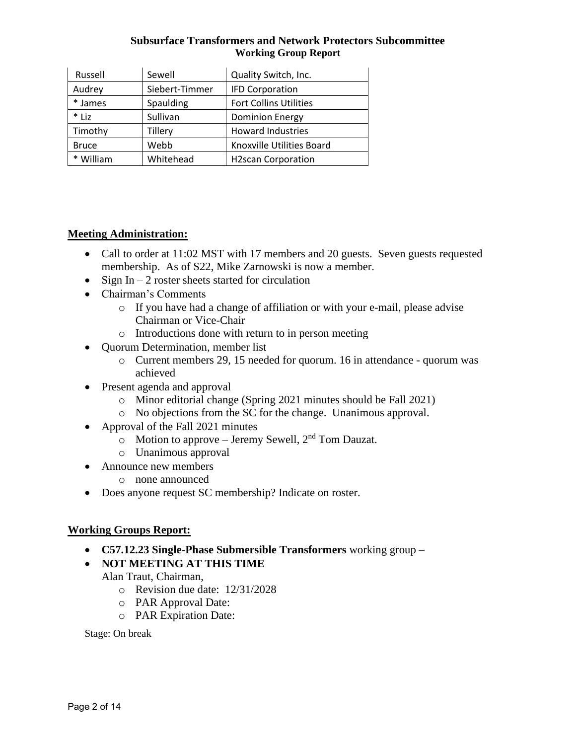## Subsurface Transformers and Network Protectors Subcommittee
### Working Group Report

| | | |
|---|---|---|
| Russell | Sewell | Quality Switch, Inc. |
| Audrey | Siebert-Timmer | IFD Corporation |
| * James | Spaulding | Fort Collins Utilities |
| * Liz | Sullivan | Dominion Energy |
| Timothy | Tillery | Howard Industries |
| Bruce | Webb | Knoxville Utilities Board |
| * William | Whitehead | H2scan Corporation |

**Meeting Administration:**

- Call to order at 11:02 MST with 17 members and 20 guests. Seven guests requested membership. As of S22, Mike Zarnowski is now a member.
- Sign In – 2 roster sheets started for circulation
- Chairman's Comments
  - If you have had a change of affiliation or with your e-mail, please advise Chairman or Vice-Chair
  - Introductions done with return to in person meeting
- Quorum Determination, member list
  - Current members 29, 15 needed for quorum. 16 in attendance - quorum was achieved
- Present agenda and approval
  - Minor editorial change (Spring 2021 minutes should be Fall 2021)
  - No objections from the SC for the change. Unanimous approval.
- Approval of the Fall 2021 minutes
  - Motion to approve – Jeremy Sewell, 2nd Tom Dauzat.
  - Unanimous approval
- Announce new members
  - none announced
- Does anyone request SC membership? Indicate on roster.

**Working Groups Report:**

- **C57.12.23 Single-Phase Submersible Transformers** working group –
- **NOT MEETING AT THIS TIME**

  Alan Traut, Chairman,
  - Revision due date: 12/31/2028
  - PAR Approval Date:
  - PAR Expiration Date:

Stage: On break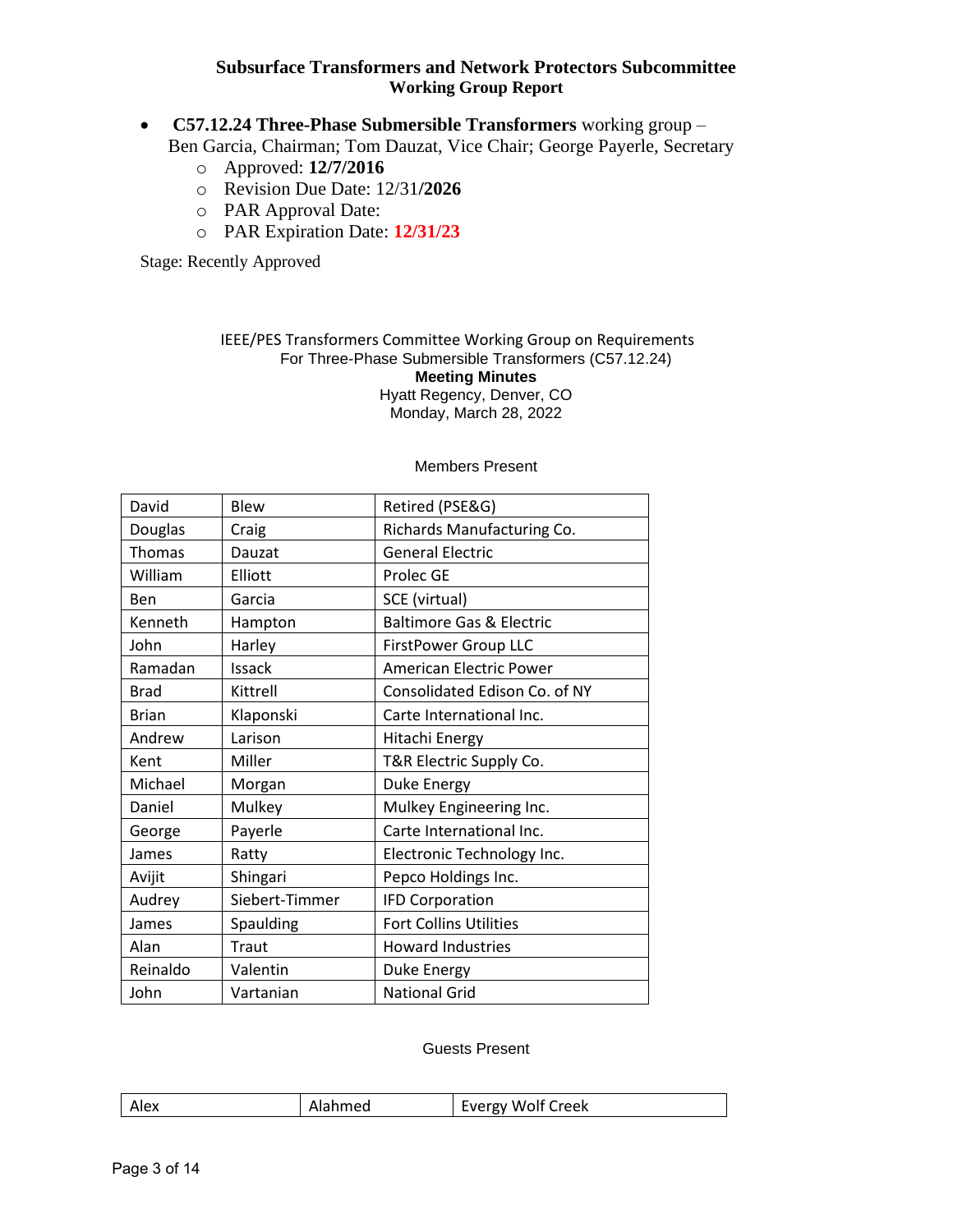# Subsurface Transformers and Network Protectors Subcommittee
## Working Group Report

- **C57.12.24 Three-Phase Submersible Transformers** working group – Ben Garcia, Chairman; Tom Dauzat, Vice Chair; George Payerle, Secretary
  - Approved: **12/7/2016**
  - Revision Due Date: 12/31/**2026**
  - PAR Approval Date:
  - PAR Expiration Date: **12/31/23**

Stage: Recently Approved

IEEE/PES Transformers Committee Working Group on Requirements
For Three-Phase Submersible Transformers (C57.12.24)
**Meeting Minutes**
Hyatt Regency, Denver, CO
Monday, March 28, 2022

Members Present

| | | |
|---|---|---|
| David | Blew | Retired (PSE&G) |
| Douglas | Craig | Richards Manufacturing Co. |
| Thomas | Dauzat | General Electric |
| William | Elliott | Prolec GE |
| Ben | Garcia | SCE (virtual) |
| Kenneth | Hampton | Baltimore Gas & Electric |
| John | Harley | FirstPower Group LLC |
| Ramadan | Issack | American Electric Power |
| Brad | Kittrell | Consolidated Edison Co. of NY |
| Brian | Klaponski | Carte International Inc. |
| Andrew | Larison | Hitachi Energy |
| Kent | Miller | T&R Electric Supply Co. |
| Michael | Morgan | Duke Energy |
| Daniel | Mulkey | Mulkey Engineering Inc. |
| George | Payerle | Carte International Inc. |
| James | Ratty | Electronic Technology Inc. |
| Avijit | Shingari | Pepco Holdings Inc. |
| Audrey | Siebert-Timmer | IFD Corporation |
| James | Spaulding | Fort Collins Utilities |
| Alan | Traut | Howard Industries |
| Reinaldo | Valentin | Duke Energy |
| John | Vartanian | National Grid |

Guests Present

| | | |
|---|---|---|
| Alex | Alahmed | Evergy Wolf Creek |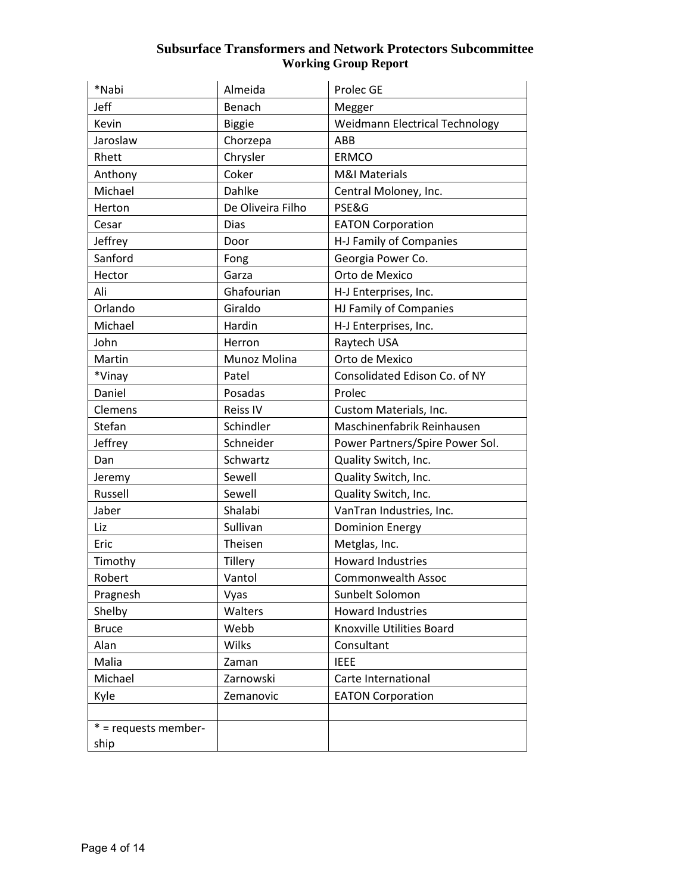| *Nabi | Almeida | Prolec GE |
|---|---|---|
| Jeff | Benach | Megger |
| Kevin | Biggie | Weidmann Electrical Technology |
| Jaroslaw | Chorzepa | ABB |
| Rhett | Chrysler | ERMCO |
| Anthony | Coker | M&I Materials |
| Michael | Dahlke | Central Moloney, Inc. |
| Herton | De Oliveira Filho | PSE&G |
| Cesar | Dias | EATON Corporation |
| Jeffrey | Door | H-J Family of Companies |
| Sanford | Fong | Georgia Power Co. |
| Hector | Garza | Orto de Mexico |
| Ali | Ghafourian | H-J Enterprises, Inc. |
| Orlando | Giraldo | HJ Family of Companies |
| Michael | Hardin | H-J Enterprises, Inc. |
| John | Herron | Raytech USA |
| Martin | Munoz Molina | Orto de Mexico |
| *Vinay | Patel | Consolidated Edison Co. of NY |
| Daniel | Posadas | Prolec |
| Clemens | Reiss IV | Custom Materials, Inc. |
| Stefan | Schindler | Maschinenfabrik Reinhausen |
| Jeffrey | Schneider | Power Partners/Spire Power Sol. |
| Dan | Schwartz | Quality Switch, Inc. |
| Jeremy | Sewell | Quality Switch, Inc. |
| Russell | Sewell | Quality Switch, Inc. |
| Jaber | Shalabi | VanTran Industries, Inc. |
| Liz | Sullivan | Dominion Energy |
| Eric | Theisen | Metglas, Inc. |
| Timothy | Tillery | Howard Industries |
| Robert | Vantol | Commonwealth Assoc |
| Pragnesh | Vyas | Sunbelt Solomon |
| Shelby | Walters | Howard Industries |
| Bruce | Webb | Knoxville Utilities Board |
| Alan | Wilks | Consultant |
| Malia | Zaman | IEEE |
| Michael | Zarnowski | Carte International |
| Kyle | Zemanovic | EATON Corporation |
| | | |
| * = requests member-ship | | |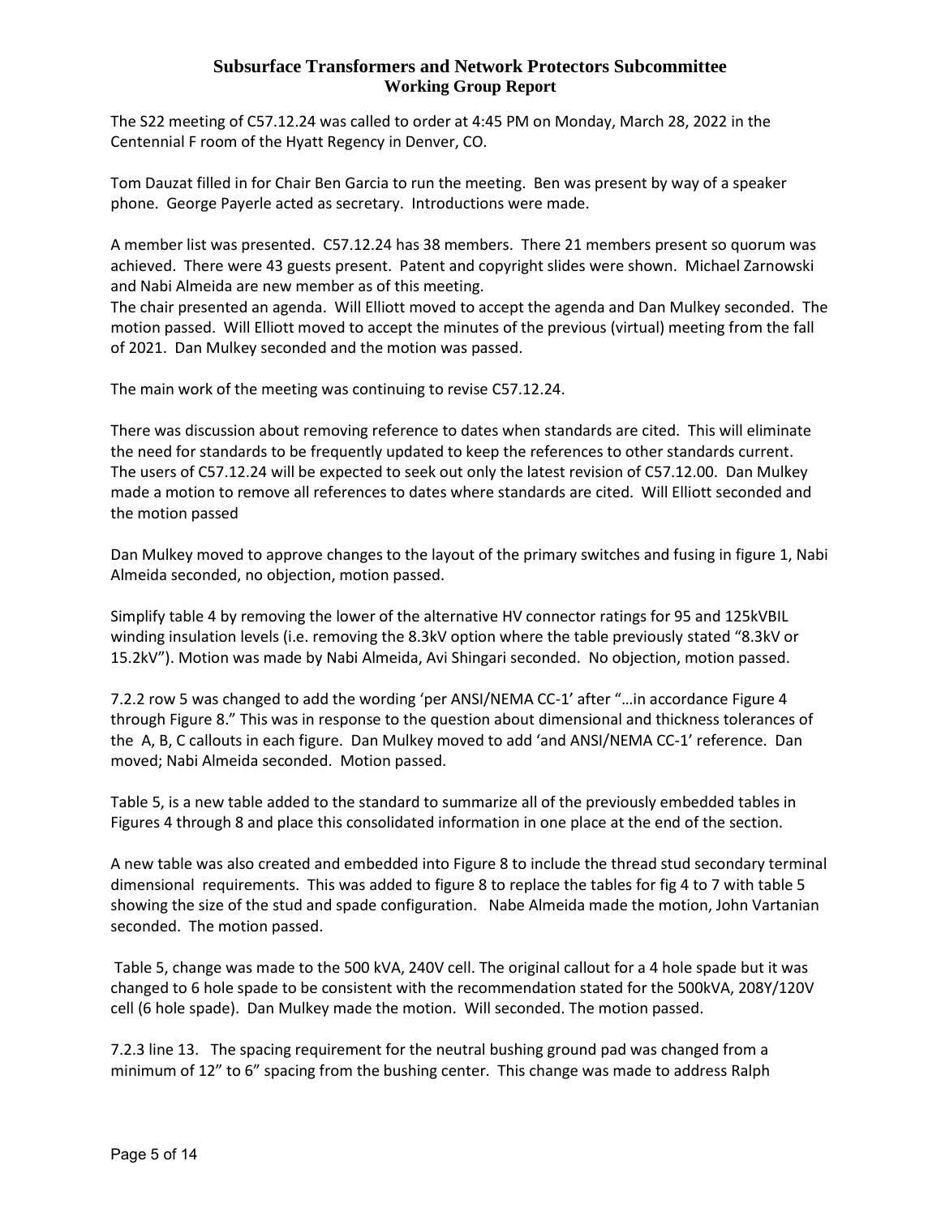# Subsurface Transformers and Network Protectors Subcommittee
## Working Group Report

The S22 meeting of C57.12.24 was called to order at 4:45 PM on Monday, March 28, 2022 in the Centennial F room of the Hyatt Regency in Denver, CO.

Tom Dauzat filled in for Chair Ben Garcia to run the meeting. Ben was present by way of a speaker phone. George Payerle acted as secretary. Introductions were made.

A member list was presented. C57.12.24 has 38 members. There 21 members present so quorum was achieved. There were 43 guests present. Patent and copyright slides were shown. Michael Zarnowski and Nabi Almeida are new member as of this meeting.
The chair presented an agenda. Will Elliott moved to accept the agenda and Dan Mulkey seconded. The motion passed. Will Elliott moved to accept the minutes of the previous (virtual) meeting from the fall of 2021. Dan Mulkey seconded and the motion was passed.

The main work of the meeting was continuing to revise C57.12.24.

There was discussion about removing reference to dates when standards are cited. This will eliminate the need for standards to be frequently updated to keep the references to other standards current. The users of C57.12.24 will be expected to seek out only the latest revision of C57.12.00. Dan Mulkey made a motion to remove all references to dates where standards are cited. Will Elliott seconded and the motion passed

Dan Mulkey moved to approve changes to the layout of the primary switches and fusing in figure 1, Nabi Almeida seconded, no objection, motion passed.

Simplify table 4 by removing the lower of the alternative HV connector ratings for 95 and 125kVBIL winding insulation levels (i.e. removing the 8.3kV option where the table previously stated "8.3kV or 15.2kV"). Motion was made by Nabi Almeida, Avi Shingari seconded. No objection, motion passed.

7.2.2 row 5 was changed to add the wording 'per ANSI/NEMA CC-1' after "…in accordance Figure 4 through Figure 8." This was in response to the question about dimensional and thickness tolerances of the A, B, C callouts in each figure. Dan Mulkey moved to add 'and ANSI/NEMA CC-1' reference. Dan moved; Nabi Almeida seconded. Motion passed.

Table 5, is a new table added to the standard to summarize all of the previously embedded tables in Figures 4 through 8 and place this consolidated information in one place at the end of the section.

A new table was also created and embedded into Figure 8 to include the thread stud secondary terminal dimensional requirements. This was added to figure 8 to replace the tables for fig 4 to 7 with table 5 showing the size of the stud and spade configuration. Nabe Almeida made the motion, John Vartanian seconded. The motion passed.

Table 5, change was made to the 500 kVA, 240V cell. The original callout for a 4 hole spade but it was changed to 6 hole spade to be consistent with the recommendation stated for the 500kVA, 208Y/120V cell (6 hole spade). Dan Mulkey made the motion. Will seconded. The motion passed.

7.2.3 line 13. The spacing requirement for the neutral bushing ground pad was changed from a minimum of 12" to 6" spacing from the bushing center. This change was made to address Ralph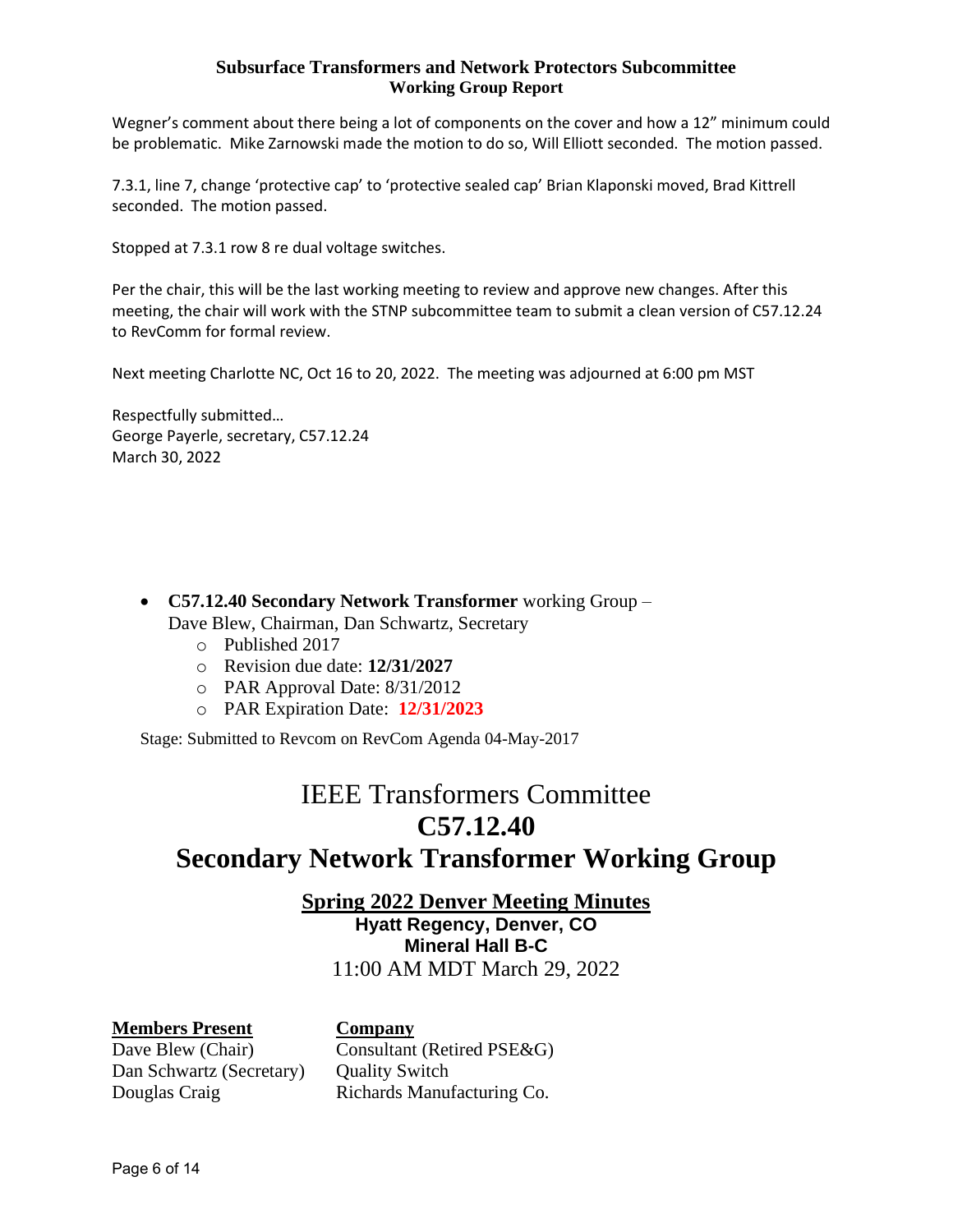Wegner's comment about there being a lot of components on the cover and how a 12" minimum could be problematic. Mike Zarnowski made the motion to do so, Will Elliott seconded. The motion passed.

7.3.1, line 7, change 'protective cap' to 'protective sealed cap' Brian Klaponski moved, Brad Kittrell seconded. The motion passed.

Stopped at 7.3.1 row 8 re dual voltage switches.

Per the chair, this will be the last working meeting to review and approve new changes. After this meeting, the chair will work with the STNP subcommittee team to submit a clean version of C57.12.24 to RevComm for formal review.

Next meeting Charlotte NC, Oct 16 to 20, 2022. The meeting was adjourned at 6:00 pm MST

Respectfully submitted…
George Payerle, secretary, C57.12.24
March 30, 2022

- **C57.12.40 Secondary Network Transformer** working Group – Dave Blew, Chairman, Dan Schwartz, Secretary
  - Published 2017
  - Revision due date: **12/31/2027**
  - PAR Approval Date: 8/31/2012
  - PAR Expiration Date: **12/31/2023**

Stage: Submitted to Revcom on RevCom Agenda 04-May-2017

# IEEE Transformers Committee
# C57.12.40
# Secondary Network Transformer Working Group

## Spring 2022 Denver Meeting Minutes

**Hyatt Regency, Denver, CO**
**Mineral Hall B-C**
11:00 AM MDT March 29, 2022

| Members Present | Company |
| --- | --- |
| Dave Blew (Chair) | Consultant (Retired PSE&G) |
| Dan Schwartz (Secretary) | Quality Switch |
| Douglas Craig | Richards Manufacturing Co. |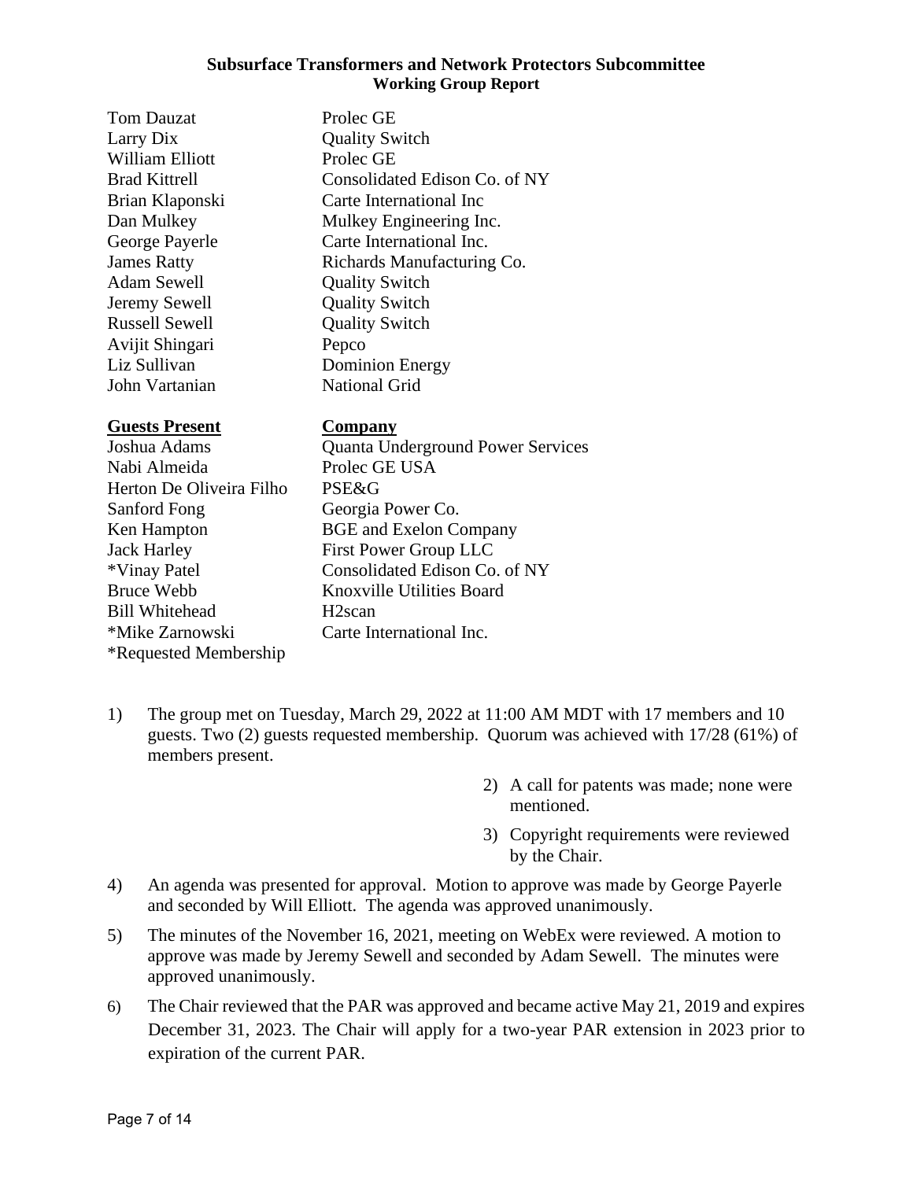**Subsurface Transformers and Network Protectors Subcommittee**
**Working Group Report**

| | |
|---|---|
| Tom Dauzat | Prolec GE |
| Larry Dix | Quality Switch |
| William Elliott | Prolec GE |
| Brad Kittrell | Consolidated Edison Co. of NY |
| Brian Klaponski | Carte International Inc |
| Dan Mulkey | Mulkey Engineering Inc. |
| George Payerle | Carte International Inc. |
| James Ratty | Richards Manufacturing Co. |
| Adam Sewell | Quality Switch |
| Jeremy Sewell | Quality Switch |
| Russell Sewell | Quality Switch |
| Avijit Shingari | Pepco |
| Liz Sullivan | Dominion Energy |
| John Vartanian | National Grid |

| **Guests Present** | **Company** |
|---|---|
| Joshua Adams | Quanta Underground Power Services |
| Nabi Almeida | Prolec GE USA |
| Herton De Oliveira Filho | PSE&G |
| Sanford Fong | Georgia Power Co. |
| Ken Hampton | BGE and Exelon Company |
| Jack Harley | First Power Group LLC |
| *Vinay Patel | Consolidated Edison Co. of NY |
| Bruce Webb | Knoxville Utilities Board |
| Bill Whitehead | H2scan |
| *Mike Zarnowski | Carte International Inc. |

*Requested Membership

1) The group met on Tuesday, March 29, 2022 at 11:00 AM MDT with 17 members and 10 guests. Two (2) guests requested membership. Quorum was achieved with 17/28 (61%) of members present.

2) A call for patents was made; none were mentioned.

3) Copyright requirements were reviewed by the Chair.

4) An agenda was presented for approval. Motion to approve was made by George Payerle and seconded by Will Elliott. The agenda was approved unanimously.

5) The minutes of the November 16, 2021, meeting on WebEx were reviewed. A motion to approve was made by Jeremy Sewell and seconded by Adam Sewell. The minutes were approved unanimously.

6) The Chair reviewed that the PAR was approved and became active May 21, 2019 and expires December 31, 2023. The Chair will apply for a two-year PAR extension in 2023 prior to expiration of the current PAR.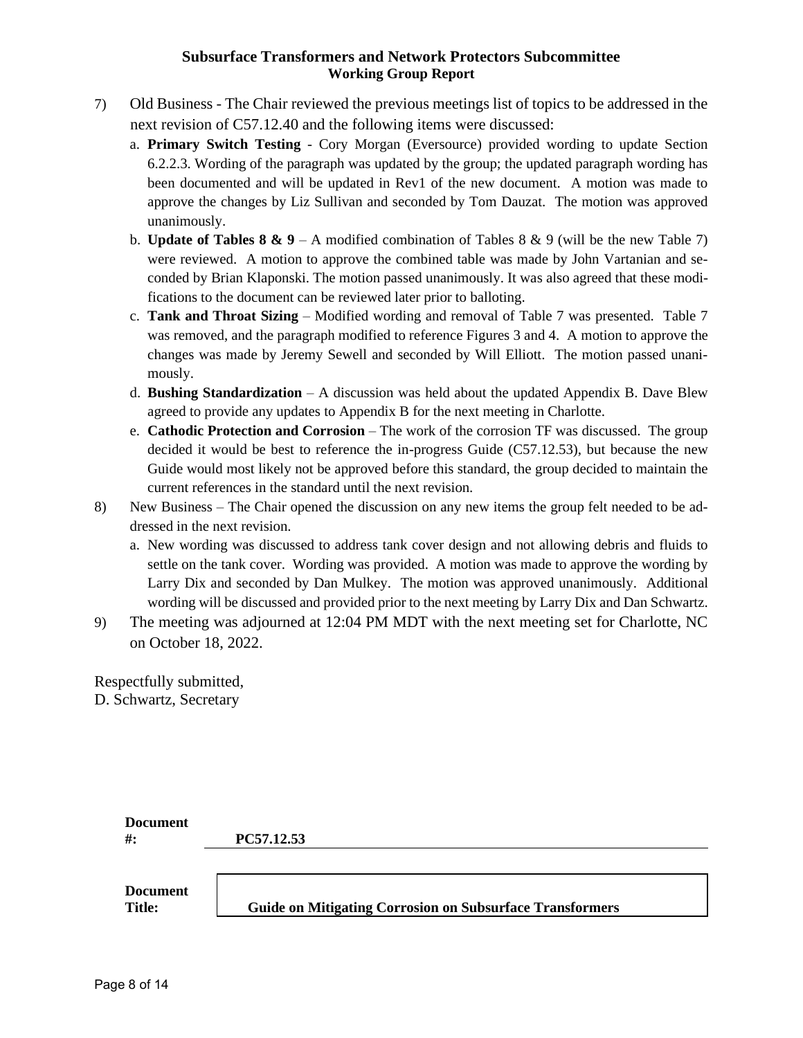7) Old Business - The Chair reviewed the previous meetings list of topics to be addressed in the next revision of C57.12.40 and the following items were discussed:
   a. **Primary Switch Testing** - Cory Morgan (Eversource) provided wording to update Section 6.2.2.3. Wording of the paragraph was updated by the group; the updated paragraph wording has been documented and will be updated in Rev1 of the new document. A motion was made to approve the changes by Liz Sullivan and seconded by Tom Dauzat. The motion was approved unanimously.
   b. **Update of Tables 8 & 9** – A modified combination of Tables 8 & 9 (will be the new Table 7) were reviewed. A motion to approve the combined table was made by John Vartanian and seconded by Brian Klaponski. The motion passed unanimously. It was also agreed that these modifications to the document can be reviewed later prior to balloting.
   c. **Tank and Throat Sizing** – Modified wording and removal of Table 7 was presented. Table 7 was removed, and the paragraph modified to reference Figures 3 and 4. A motion to approve the changes was made by Jeremy Sewell and seconded by Will Elliott. The motion passed unanimously.
   d. **Bushing Standardization** – A discussion was held about the updated Appendix B. Dave Blew agreed to provide any updates to Appendix B for the next meeting in Charlotte.
   e. **Cathodic Protection and Corrosion** – The work of the corrosion TF was discussed. The group decided it would be best to reference the in-progress Guide (C57.12.53), but because the new Guide would most likely not be approved before this standard, the group decided to maintain the current references in the standard until the next revision.
8) New Business – The Chair opened the discussion on any new items the group felt needed to be addressed in the next revision.
   a. New wording was discussed to address tank cover design and not allowing debris and fluids to settle on the tank cover. Wording was provided. A motion was made to approve the wording by Larry Dix and seconded by Dan Mulkey. The motion was approved unanimously. Additional wording will be discussed and provided prior to the next meeting by Larry Dix and Dan Schwartz.
9) The meeting was adjourned at 12:04 PM MDT with the next meeting set for Charlotte, NC on October 18, 2022.

Respectfully submitted,
D. Schwartz, Secretary

| **Document #:** | **PC57.12.53** |
|---|---|
| **Document Title:** | **Guide on Mitigating Corrosion on Subsurface Transformers** |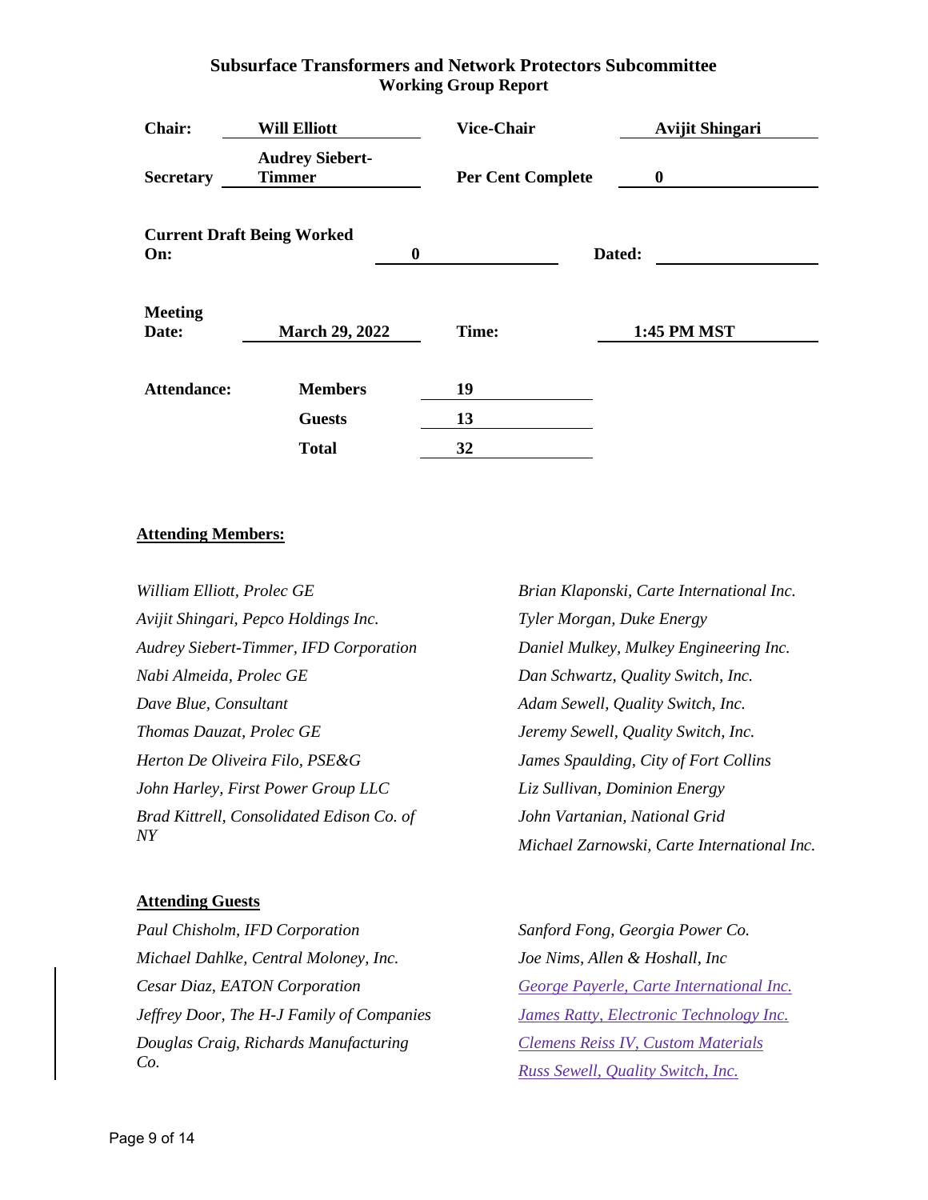# Subsurface Transformers and Network Protectors Subcommittee
## Working Group Report

| | | | |
|---|---|---|---|
| **Chair:** | **Will Elliott** | **Vice-Chair** | **Avijit Shingari** |
| **Secretary** | **Audrey Siebert-Timmer** | **Per Cent Complete** | **0** |
| **Current Draft Being Worked On:** | **0** | **Dated:** | |
| **Meeting Date:** | **March 29, 2022** | **Time:** | **1:45 PM MST** |

| | | |
|---|---|---|
| **Attendance:** | **Members** | **19** |
| | **Guests** | **13** |
| | **Total** | **32** |

**Attending Members:**

*William Elliott, Prolec GE*
*Avijit Shingari, Pepco Holdings Inc.*
*Audrey Siebert-Timmer, IFD Corporation*
*Nabi Almeida, Prolec GE*
*Dave Blue, Consultant*
*Thomas Dauzat, Prolec GE*
*Herton De Oliveira Filo, PSE&G*
*John Harley, First Power Group LLC*
*Brad Kittrell, Consolidated Edison Co. of NY*
*Brian Klaponski, Carte International Inc.*
*Tyler Morgan, Duke Energy*
*Daniel Mulkey, Mulkey Engineering Inc.*
*Dan Schwartz, Quality Switch, Inc.*
*Adam Sewell, Quality Switch, Inc.*
*Jeremy Sewell, Quality Switch, Inc.*
*James Spaulding, City of Fort Collins*
*Liz Sullivan, Dominion Energy*
*John Vartanian, National Grid*
*Michael Zarnowski, Carte International Inc.*

**Attending Guests**

*Paul Chisholm, IFD Corporation*
*Michael Dahlke, Central Moloney, Inc.*
*Cesar Diaz, EATON Corporation*
*Jeffrey Door, The H-J Family of Companies*
*Douglas Craig, Richards Manufacturing Co.*
*Sanford Fong, Georgia Power Co.*
*Joe Nims, Allen & Hoshall, Inc*
*George Payerle, Carte International Inc.*
*James Ratty, Electronic Technology Inc.*
*Clemens Reiss IV, Custom Materials*
*Russ Sewell, Quality Switch, Inc.*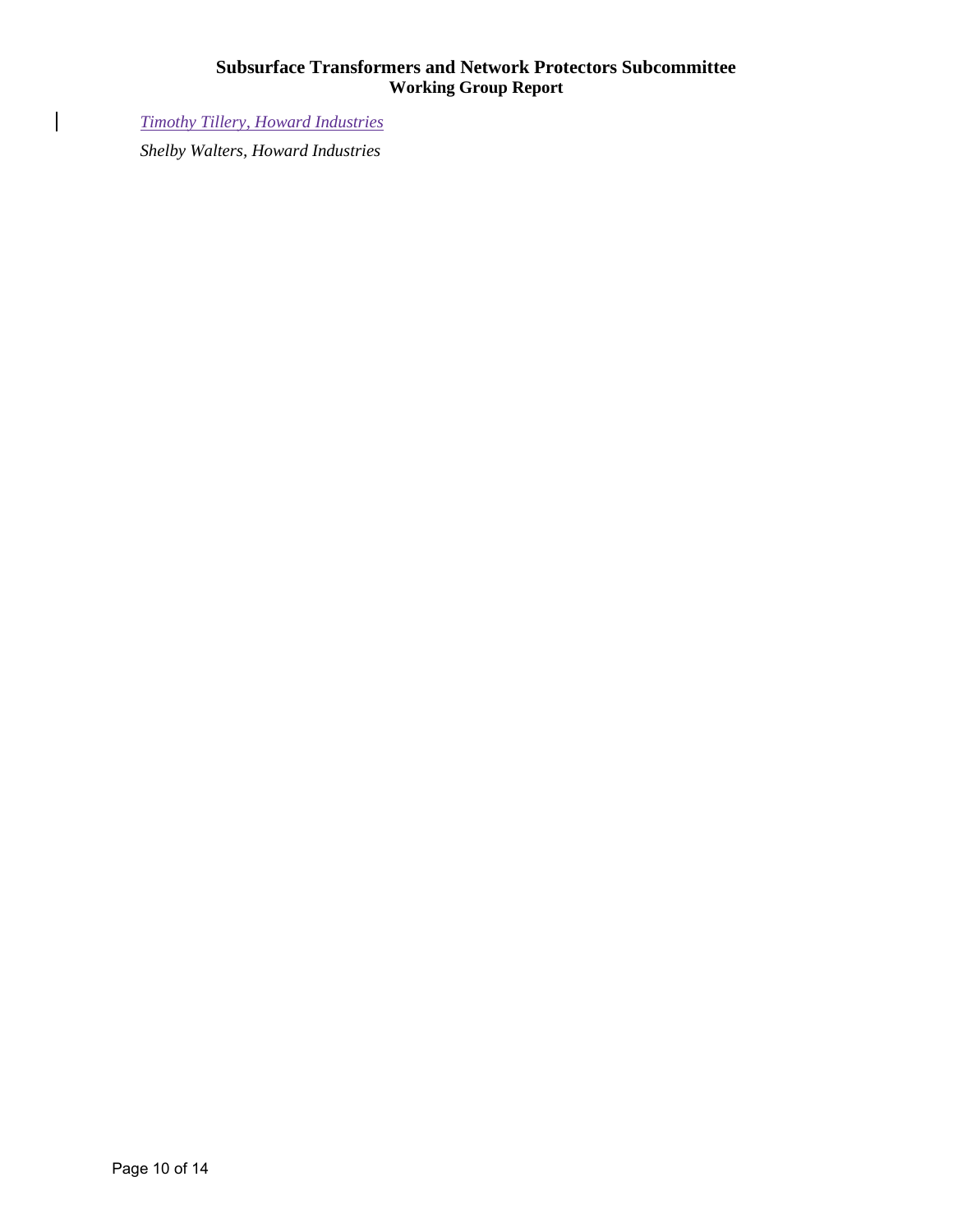*Timothy Tillery, Howard Industries*

*Shelby Walters, Howard Industries*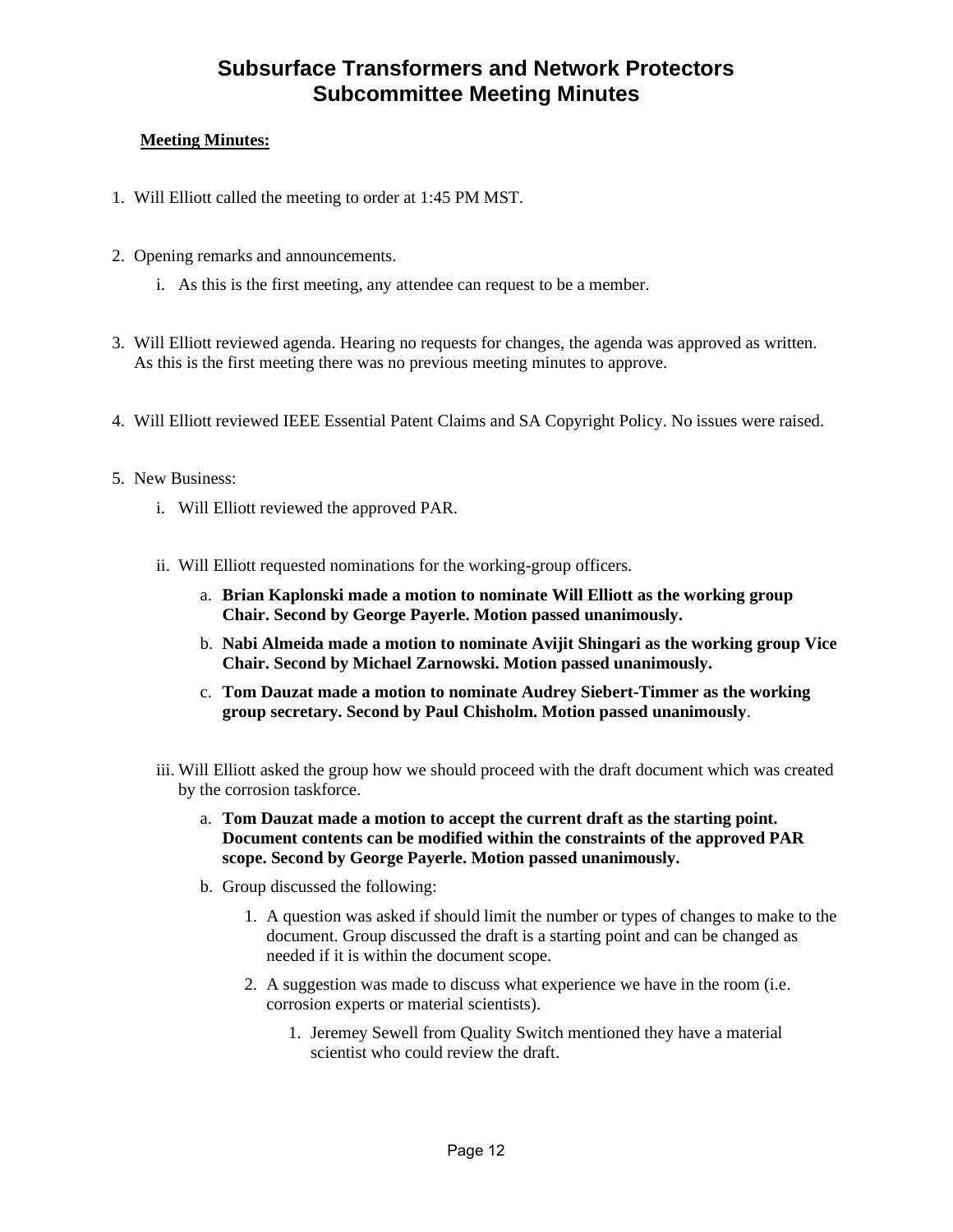# Subsurface Transformers and Network Protectors Subcommittee Meeting Minutes

**Meeting Minutes:**

1. Will Elliott called the meeting to order at 1:45 PM MST.

2. Opening remarks and announcements.
   i. As this is the first meeting, any attendee can request to be a member.

3. Will Elliott reviewed agenda. Hearing no requests for changes, the agenda was approved as written. As this is the first meeting there was no previous meeting minutes to approve.

4. Will Elliott reviewed IEEE Essential Patent Claims and SA Copyright Policy. No issues were raised.

5. New Business:
   i. Will Elliott reviewed the approved PAR.

   ii. Will Elliott requested nominations for the working-group officers.
      a. **Brian Kaplonski made a motion to nominate Will Elliott as the working group Chair. Second by George Payerle. Motion passed unanimously.**
      b. **Nabi Almeida made a motion to nominate Avijit Shingari as the working group Vice Chair. Second by Michael Zarnowski. Motion passed unanimously.**
      c. **Tom Dauzat made a motion to nominate Audrey Siebert-Timmer as the working group secretary. Second by Paul Chisholm. Motion passed unanimously**.

   iii. Will Elliott asked the group how we should proceed with the draft document which was created by the corrosion taskforce.
      a. **Tom Dauzat made a motion to accept the current draft as the starting point. Document contents can be modified within the constraints of the approved PAR scope. Second by George Payerle. Motion passed unanimously.**
      b. Group discussed the following:
         1. A question was asked if should limit the number or types of changes to make to the document. Group discussed the draft is a starting point and can be changed as needed if it is within the document scope.
         2. A suggestion was made to discuss what experience we have in the room (i.e. corrosion experts or material scientists).
            1. Jeremey Sewell from Quality Switch mentioned they have a material scientist who could review the draft.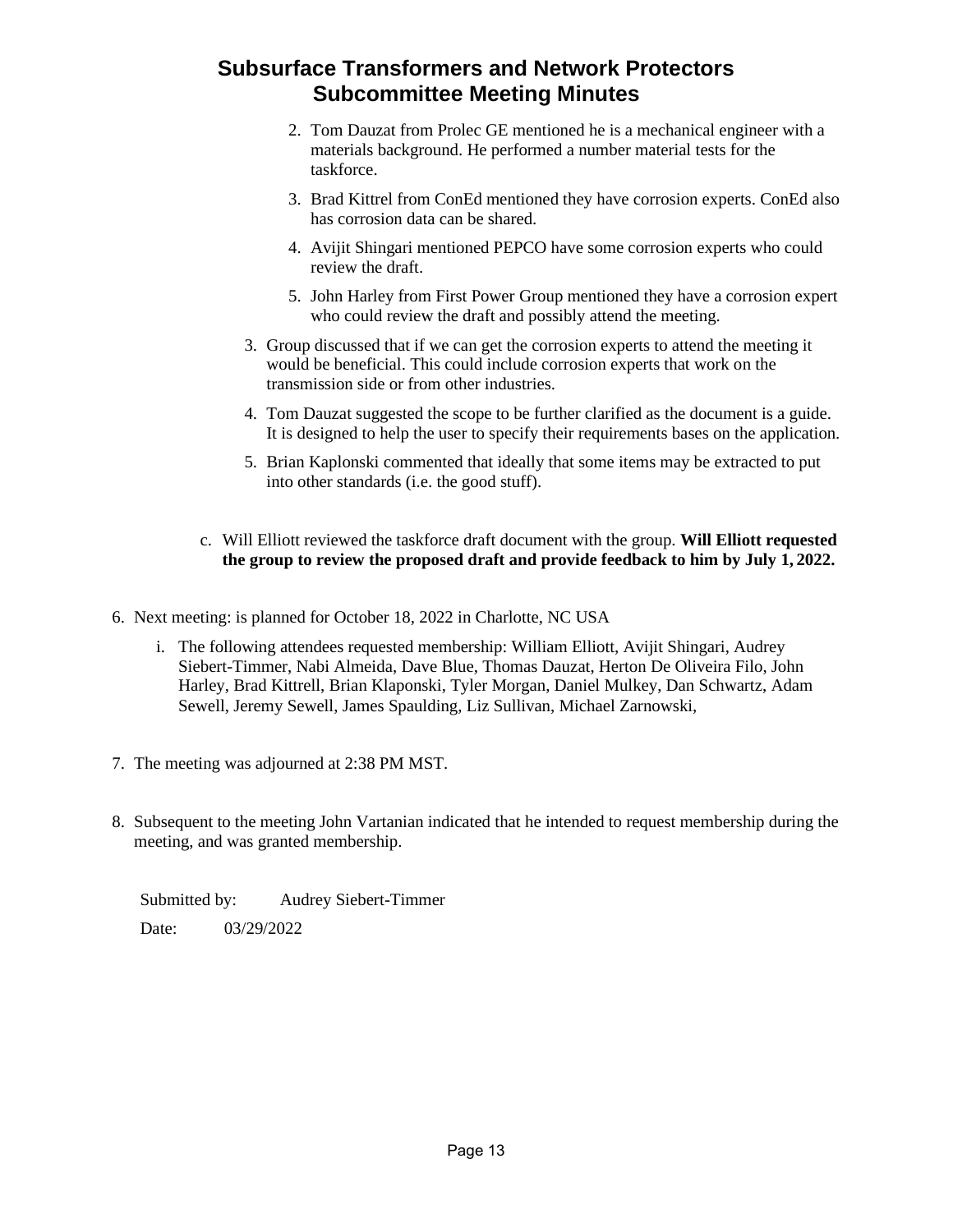# Subsurface Transformers and Network Protectors Subcommittee Meeting Minutes

2. Tom Dauzat from Prolec GE mentioned he is a mechanical engineer with a materials background. He performed a number material tests for the taskforce.

3. Brad Kittrel from ConEd mentioned they have corrosion experts. ConEd also has corrosion data can be shared.

4. Avijit Shingari mentioned PEPCO have some corrosion experts who could review the draft.

5. John Harley from First Power Group mentioned they have a corrosion expert who could review the draft and possibly attend the meeting.

3. Group discussed that if we can get the corrosion experts to attend the meeting it would be beneficial. This could include corrosion experts that work on the transmission side or from other industries.

4. Tom Dauzat suggested the scope to be further clarified as the document is a guide. It is designed to help the user to specify their requirements bases on the application.

5. Brian Kaplonski commented that ideally that some items may be extracted to put into other standards (i.e. the good stuff).

c. Will Elliott reviewed the taskforce draft document with the group. **Will Elliott requested the group to review the proposed draft and provide feedback to him by July 1, 2022.**

6. Next meeting: is planned for October 18, 2022 in Charlotte, NC USA

    i. The following attendees requested membership: William Elliott, Avijit Shingari, Audrey Siebert-Timmer, Nabi Almeida, Dave Blue, Thomas Dauzat, Herton De Oliveira Filo, John Harley, Brad Kittrell, Brian Klaponski, Tyler Morgan, Daniel Mulkey, Dan Schwartz, Adam Sewell, Jeremy Sewell, James Spaulding, Liz Sullivan, Michael Zarnowski,

7. The meeting was adjourned at 2:38 PM MST.

8. Subsequent to the meeting John Vartanian indicated that he intended to request membership during the meeting, and was granted membership.

Submitted by: Audrey Siebert-Timmer

Date: 03/29/2022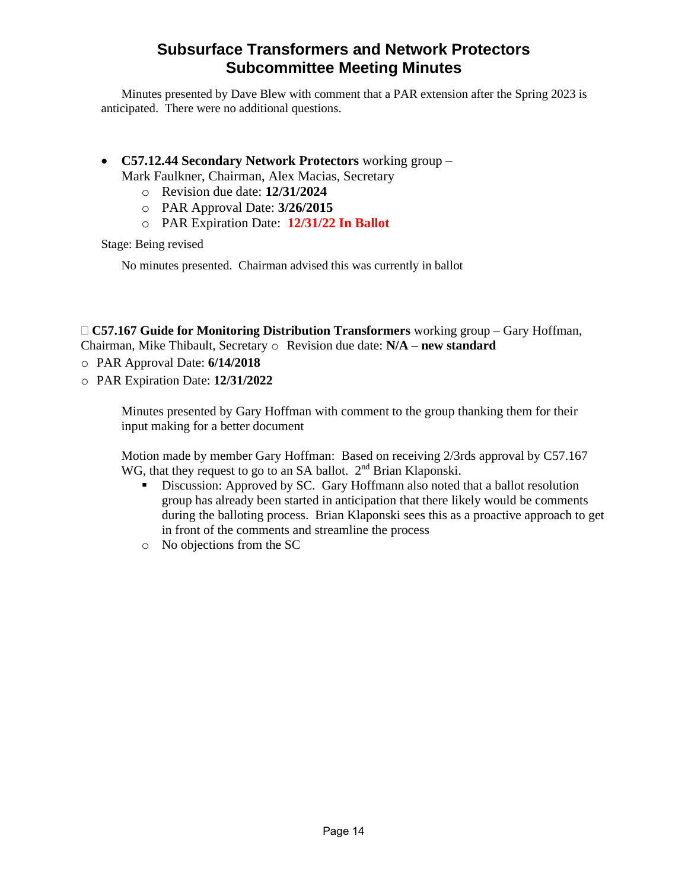# Subsurface Transformers and Network Protectors Subcommittee Meeting Minutes

Minutes presented by Dave Blew with comment that a PAR extension after the Spring 2023 is anticipated. There were no additional questions.

- **C57.12.44 Secondary Network Protectors** working group – Mark Faulkner, Chairman, Alex Macias, Secretary
  - Revision due date: **12/31/2024**
  - PAR Approval Date: **3/26/2015**
  - PAR Expiration Date: **12/31/22 In Ballot**

Stage: Being revised

No minutes presented. Chairman advised this was currently in ballot

- **C57.167 Guide for Monitoring Distribution Transformers** working group – Gary Hoffman, Chairman, Mike Thibault, Secretary
  - Revision due date: **N/A – new standard**
  - PAR Approval Date: **6/14/2018**
  - PAR Expiration Date: **12/31/2022**

Minutes presented by Gary Hoffman with comment to the group thanking them for their input making for a better document

Motion made by member Gary Hoffman: Based on receiving 2/3rds approval by C57.167 WG, that they request to go to an SA ballot. 2nd Brian Klaponski.

- Discussion: Approved by SC. Gary Hoffmann also noted that a ballot resolution group has already been started in anticipation that there likely would be comments during the balloting process. Brian Klaponski sees this as a proactive approach to get in front of the comments and streamline the process
- No objections from the SC